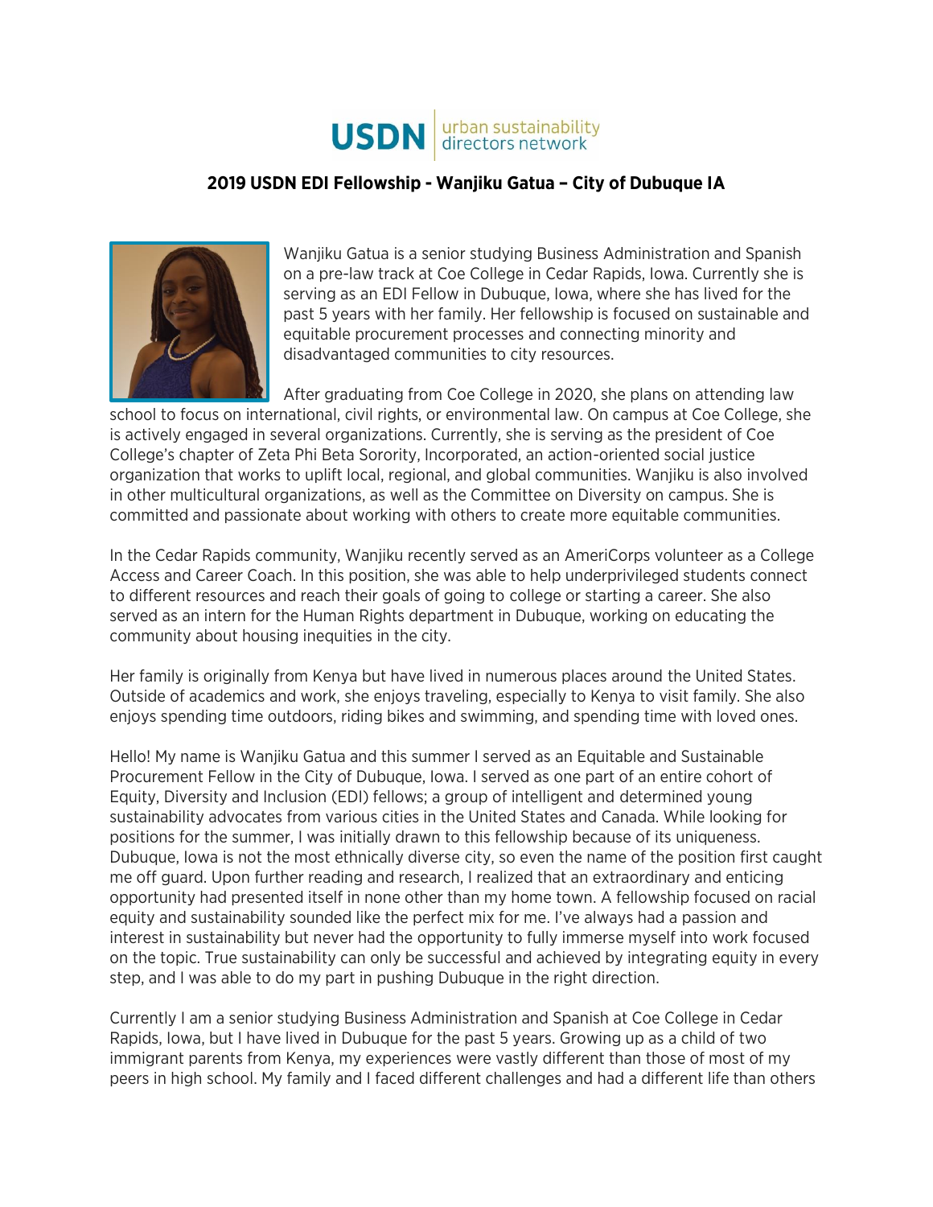USDN urban sustainability directors network

## 2019 USDN EDI Fellowship - Wanjiku Gatua – City of Dubuque IA

Wanjiku Gatua is a senior studying Business Administration and Spanish on a pre-law track at Coe College in Cedar Rapids, Iowa. Currently she is serving as an EDI Fellow in Dubuque, Iowa, where she has lived for the past 5 years with her family. Her fellowship is focused on sustainable and equitable procurement processes and connecting minority and disadvantaged communities to city resources.

After graduating from Coe College in 2020, she plans on attending law school to focus on international, civil rights, or environmental law. On campus at Coe College, she is actively engaged in several organizations. Currently, she is serving as the president of Coe College's chapter of Zeta Phi Beta Sorority, Incorporated, an action-oriented social justice organization that works to uplift local, regional, and global communities. Wanjiku is also involved in other multicultural organizations, as well as the Committee on Diversity on campus. She is committed and passionate about working with others to create more equitable communities.

In the Cedar Rapids community, Wanjiku recently served as an AmeriCorps volunteer as a College Access and Career Coach. In this position, she was able to help underprivileged students connect to different resources and reach their goals of going to college or starting a career. She also served as an intern for the Human Rights department in Dubuque, working on educating the community about housing inequities in the city.

Her family is originally from Kenya but have lived in numerous places around the United States. Outside of academics and work, she enjoys traveling, especially to Kenya to visit family. She also enjoys spending time outdoors, riding bikes and swimming, and spending time with loved ones.

Hello! My name is Wanjiku Gatua and this summer I served as an Equitable and Sustainable Procurement Fellow in the City of Dubuque, Iowa. I served as one part of an entire cohort of Equity, Diversity and Inclusion (EDI) fellows; a group of intelligent and determined young sustainability advocates from various cities in the United States and Canada. While looking for positions for the summer, I was initially drawn to this fellowship because of its uniqueness. Dubuque, Iowa is not the most ethnically diverse city, so even the name of the position first caught me off guard. Upon further reading and research, I realized that an extraordinary and enticing opportunity had presented itself in none other than my home town. A fellowship focused on racial equity and sustainability sounded like the perfect mix for me. I've always had a passion and interest in sustainability but never had the opportunity to fully immerse myself into work focused on the topic. True sustainability can only be successful and achieved by integrating equity in every step, and I was able to do my part in pushing Dubuque in the right direction.

Currently I am a senior studying Business Administration and Spanish at Coe College in Cedar Rapids, Iowa, but I have lived in Dubuque for the past 5 years. Growing up as a child of two immigrant parents from Kenya, my experiences were vastly different than those of most of my peers in high school. My family and I faced different challenges and had a different life than others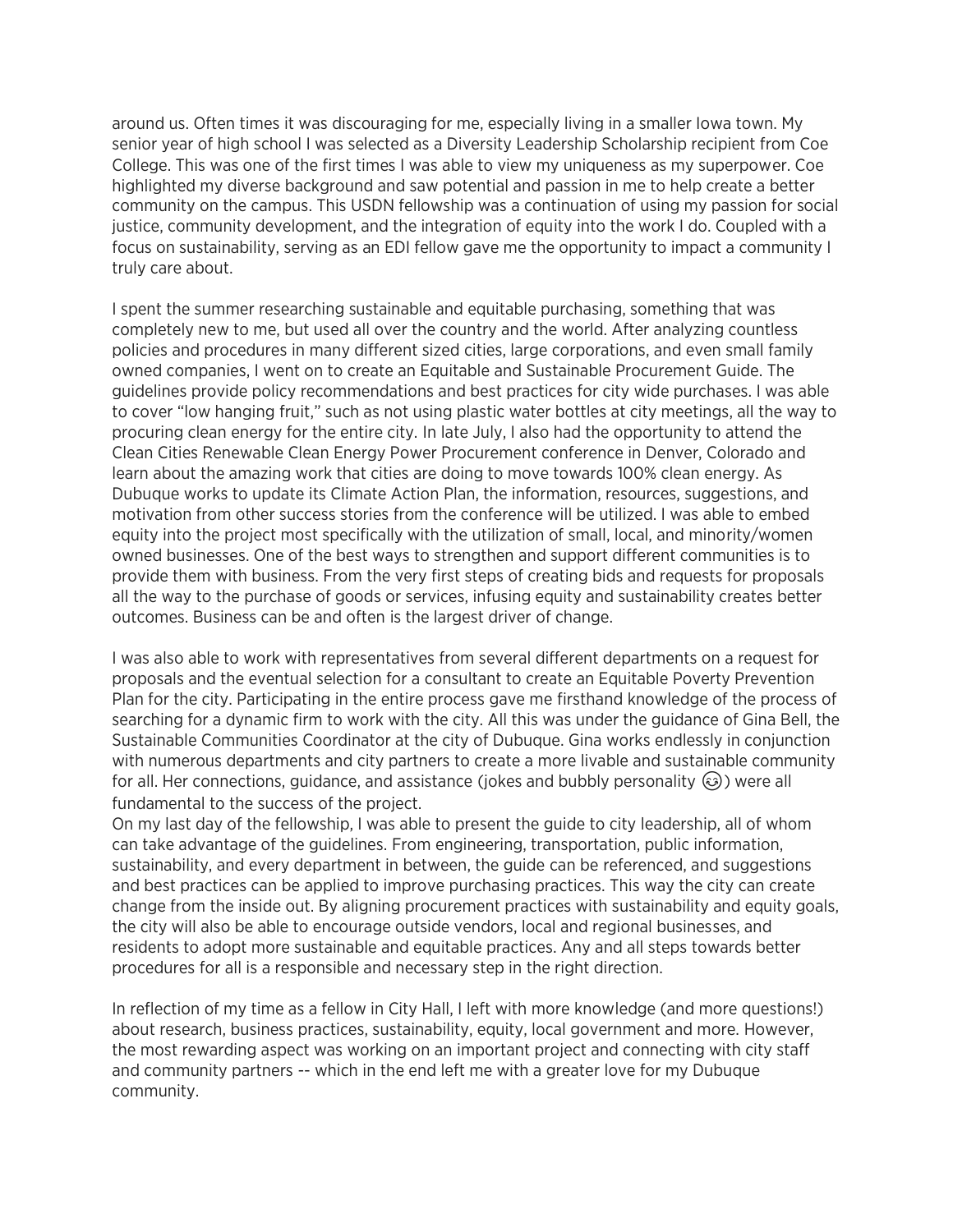around us. Often times it was discouraging for me, especially living in a smaller Iowa town. My senior year of high school I was selected as a Diversity Leadership Scholarship recipient from Coe College. This was one of the first times I was able to view my uniqueness as my superpower. Coe highlighted my diverse background and saw potential and passion in me to help create a better community on the campus. This USDN fellowship was a continuation of using my passion for social justice, community development, and the integration of equity into the work I do. Coupled with a focus on sustainability, serving as an EDI fellow gave me the opportunity to impact a community I truly care about.

I spent the summer researching sustainable and equitable purchasing, something that was completely new to me, but used all over the country and the world. After analyzing countless policies and procedures in many different sized cities, large corporations, and even small family owned companies, I went on to create an Equitable and Sustainable Procurement Guide. The guidelines provide policy recommendations and best practices for city wide purchases. I was able to cover "low hanging fruit," such as not using plastic water bottles at city meetings, all the way to procuring clean energy for the entire city. In late July, I also had the opportunity to attend the Clean Cities Renewable Clean Energy Power Procurement conference in Denver, Colorado and learn about the amazing work that cities are doing to move towards 100% clean energy. As Dubuque works to update its Climate Action Plan, the information, resources, suggestions, and motivation from other success stories from the conference will be utilized. I was able to embed equity into the project most specifically with the utilization of small, local, and minority/women owned businesses. One of the best ways to strengthen and support different communities is to provide them with business. From the very first steps of creating bids and requests for proposals all the way to the purchase of goods or services, infusing equity and sustainability creates better outcomes. Business can be and often is the largest driver of change.

I was also able to work with representatives from several different departments on a request for proposals and the eventual selection for a consultant to create an Equitable Poverty Prevention Plan for the city. Participating in the entire process gave me firsthand knowledge of the process of searching for a dynamic firm to work with the city. All this was under the guidance of Gina Bell, the Sustainable Communities Coordinator at the city of Dubuque. Gina works endlessly in conjunction with numerous departments and city partners to create a more livable and sustainable community for all. Her connections, guidance, and assistance (jokes and bubbly personality 😆) were all fundamental to the success of the project.

On my last day of the fellowship, I was able to present the guide to city leadership, all of whom can take advantage of the guidelines. From engineering, transportation, public information, sustainability, and every department in between, the guide can be referenced, and suggestions and best practices can be applied to improve purchasing practices. This way the city can create change from the inside out. By aligning procurement practices with sustainability and equity goals, the city will also be able to encourage outside vendors, local and regional businesses, and residents to adopt more sustainable and equitable practices. Any and all steps towards better procedures for all is a responsible and necessary step in the right direction.

In reflection of my time as a fellow in City Hall, I left with more knowledge (and more questions!) about research, business practices, sustainability, equity, local government and more. However, the most rewarding aspect was working on an important project and connecting with city staff and community partners -- which in the end left me with a greater love for my Dubuque community.